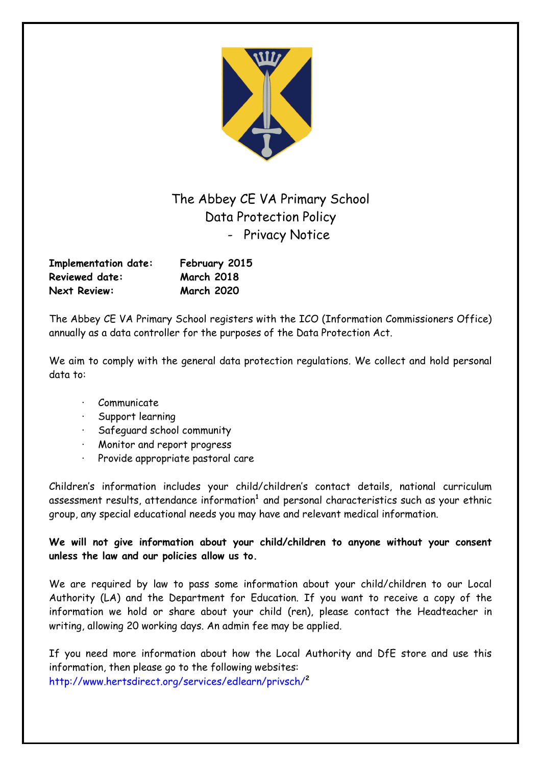# The Abbey CE VA Primary School
## Data Protection Policy
## - Privacy Notice

**Implementation date:** **February 2015**
**Reviewed date:** **March 2018**
**Next Review:** **March 2020**

The Abbey CE VA Primary School registers with the ICO (Information Commissioners Office) annually as a data controller for the purposes of the Data Protection Act.

We aim to comply with the general data protection regulations. We collect and hold personal data to:

- Communicate
- Support learning
- Safeguard school community
- Monitor and report progress
- Provide appropriate pastoral care

Children's information includes your child/children's contact details, national curriculum assessment results, attendance information[1] and personal characteristics such as your ethnic group, any special educational needs you may have and relevant medical information.

**We will not give information about your child/children to anyone without your consent unless the law and our policies allow us to.**

We are required by law to pass some information about your child/children to our Local Authority (LA) and the Department for Education. If you want to receive a copy of the information we hold or share about your child (ren), please contact the Headteacher in writing, allowing 20 working days. An admin fee may be applied.

If you need more information about how the Local Authority and DfE store and use this information, then please go to the following websites:
http://www.hertsdirect.org/services/edlearn/privsch/[2]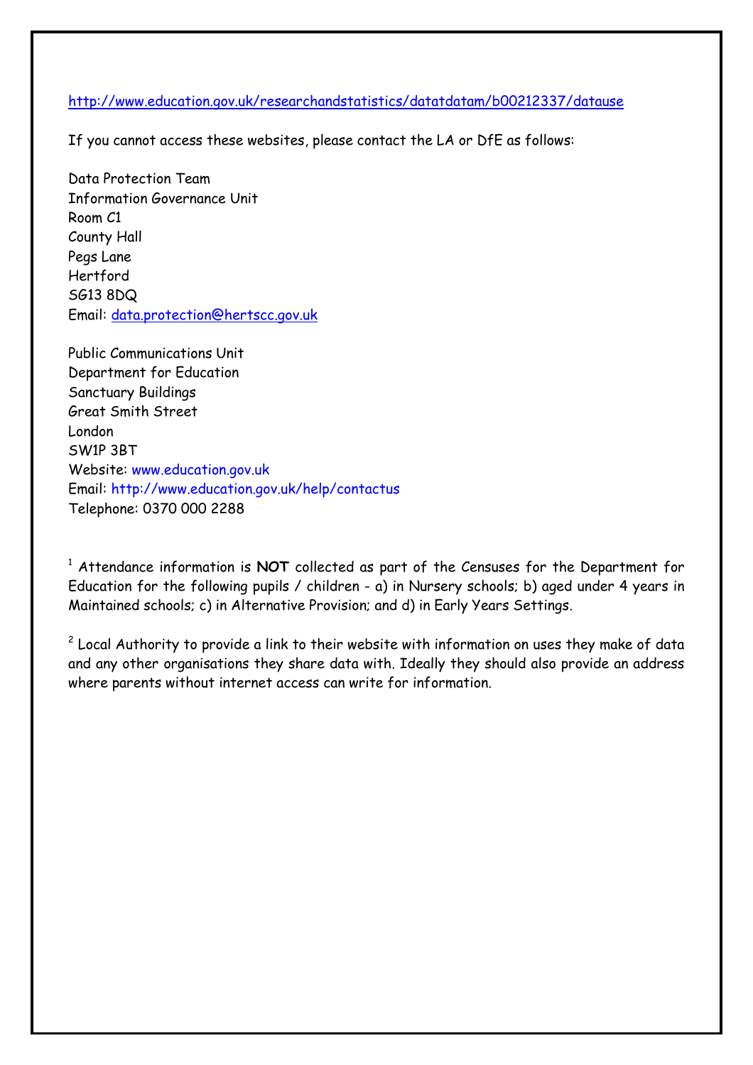http://www.education.gov.uk/researchandstatistics/datatdatam/b00212337/datause

If you cannot access these websites, please contact the LA or DfE as follows:

Data Protection Team
Information Governance Unit
Room C1
County Hall
Pegs Lane
Hertford
SG13 8DQ
Email: data.protection@hertscc.gov.uk

Public Communications Unit
Department for Education
Sanctuary Buildings
Great Smith Street
London
SW1P 3BT
Website: www.education.gov.uk
Email: http://www.education.gov.uk/help/contactus
Telephone: 0370 000 2288

[1] Attendance information is **NOT** collected as part of the Censuses for the Department for Education for the following pupils / children - a) in Nursery schools; b) aged under 4 years in Maintained schools; c) in Alternative Provision; and d) in Early Years Settings.

[2] Local Authority to provide a link to their website with information on uses they make of data and any other organisations they share data with. Ideally they should also provide an address where parents without internet access can write for information.